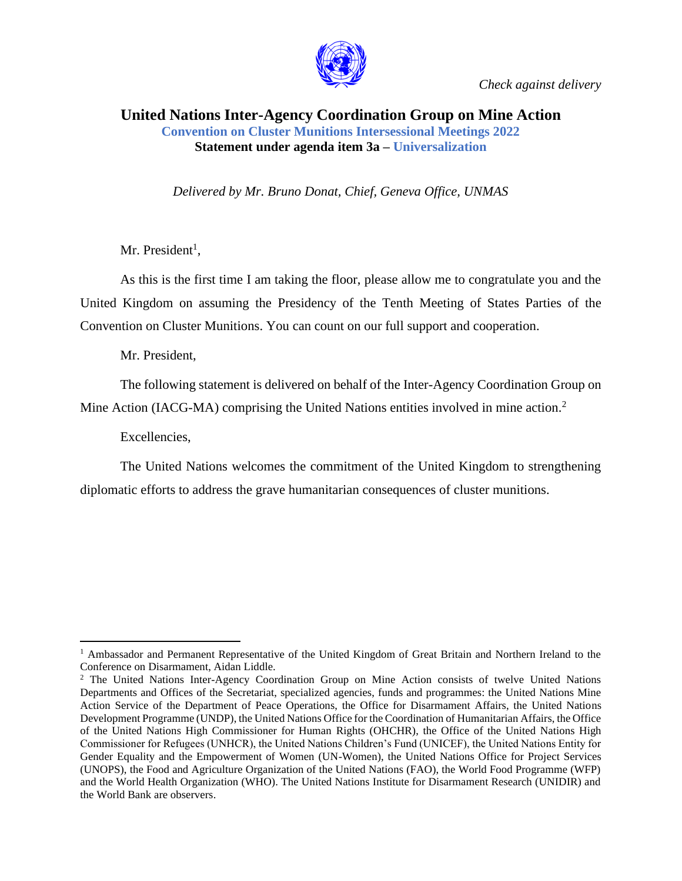*Check against delivery*

# United Nations Inter-Agency Coordination Group on Mine Action

**Convention on Cluster Munitions Intersessional Meetings 2022**

**Statement under agenda item 3a – Universalization**

*Delivered by Mr. Bruno Donat, Chief, Geneva Office, UNMAS*

Mr. President[1],

As this is the first time I am taking the floor, please allow me to congratulate you and the United Kingdom on assuming the Presidency of the Tenth Meeting of States Parties of the Convention on Cluster Munitions. You can count on our full support and cooperation.

Mr. President,

The following statement is delivered on behalf of the Inter-Agency Coordination Group on Mine Action (IACG-MA) comprising the United Nations entities involved in mine action.[2]

Excellencies,

The United Nations welcomes the commitment of the United Kingdom to strengthening diplomatic efforts to address the grave humanitarian consequences of cluster munitions.

---

[1] Ambassador and Permanent Representative of the United Kingdom of Great Britain and Northern Ireland to the Conference on Disarmament, Aidan Liddle.

[2] The United Nations Inter-Agency Coordination Group on Mine Action consists of twelve United Nations Departments and Offices of the Secretariat, specialized agencies, funds and programmes: the United Nations Mine Action Service of the Department of Peace Operations, the Office for Disarmament Affairs, the United Nations Development Programme (UNDP), the United Nations Office for the Coordination of Humanitarian Affairs, the Office of the United Nations High Commissioner for Human Rights (OHCHR), the Office of the United Nations High Commissioner for Refugees (UNHCR), the United Nations Children's Fund (UNICEF), the United Nations Entity for Gender Equality and the Empowerment of Women (UN-Women), the United Nations Office for Project Services (UNOPS), the Food and Agriculture Organization of the United Nations (FAO), the World Food Programme (WFP) and the World Health Organization (WHO). The United Nations Institute for Disarmament Research (UNIDIR) and the World Bank are observers.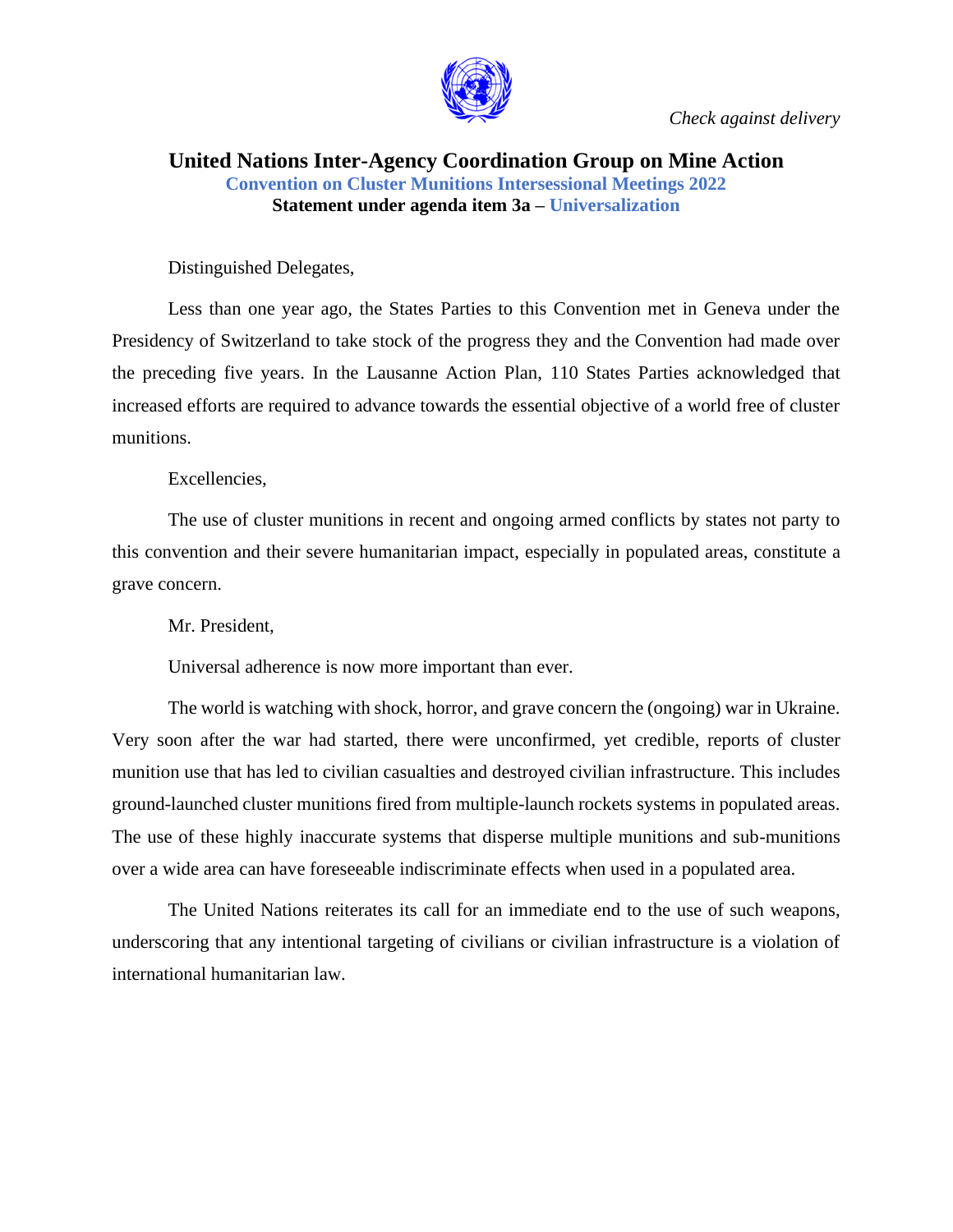*Check against delivery*

# United Nations Inter-Agency Coordination Group on Mine Action

**Convention on Cluster Munitions Intersessional Meetings 2022**

**Statement under agenda item 3a – Universalization**

Distinguished Delegates,

Less than one year ago, the States Parties to this Convention met in Geneva under the Presidency of Switzerland to take stock of the progress they and the Convention had made over the preceding five years. In the Lausanne Action Plan, 110 States Parties acknowledged that increased efforts are required to advance towards the essential objective of a world free of cluster munitions.

Excellencies,

The use of cluster munitions in recent and ongoing armed conflicts by states not party to this convention and their severe humanitarian impact, especially in populated areas, constitute a grave concern.

Mr. President,

Universal adherence is now more important than ever.

The world is watching with shock, horror, and grave concern the (ongoing) war in Ukraine. Very soon after the war had started, there were unconfirmed, yet credible, reports of cluster munition use that has led to civilian casualties and destroyed civilian infrastructure. This includes ground-launched cluster munitions fired from multiple-launch rockets systems in populated areas. The use of these highly inaccurate systems that disperse multiple munitions and sub-munitions over a wide area can have foreseeable indiscriminate effects when used in a populated area.

The United Nations reiterates its call for an immediate end to the use of such weapons, underscoring that any intentional targeting of civilians or civilian infrastructure is a violation of international humanitarian law.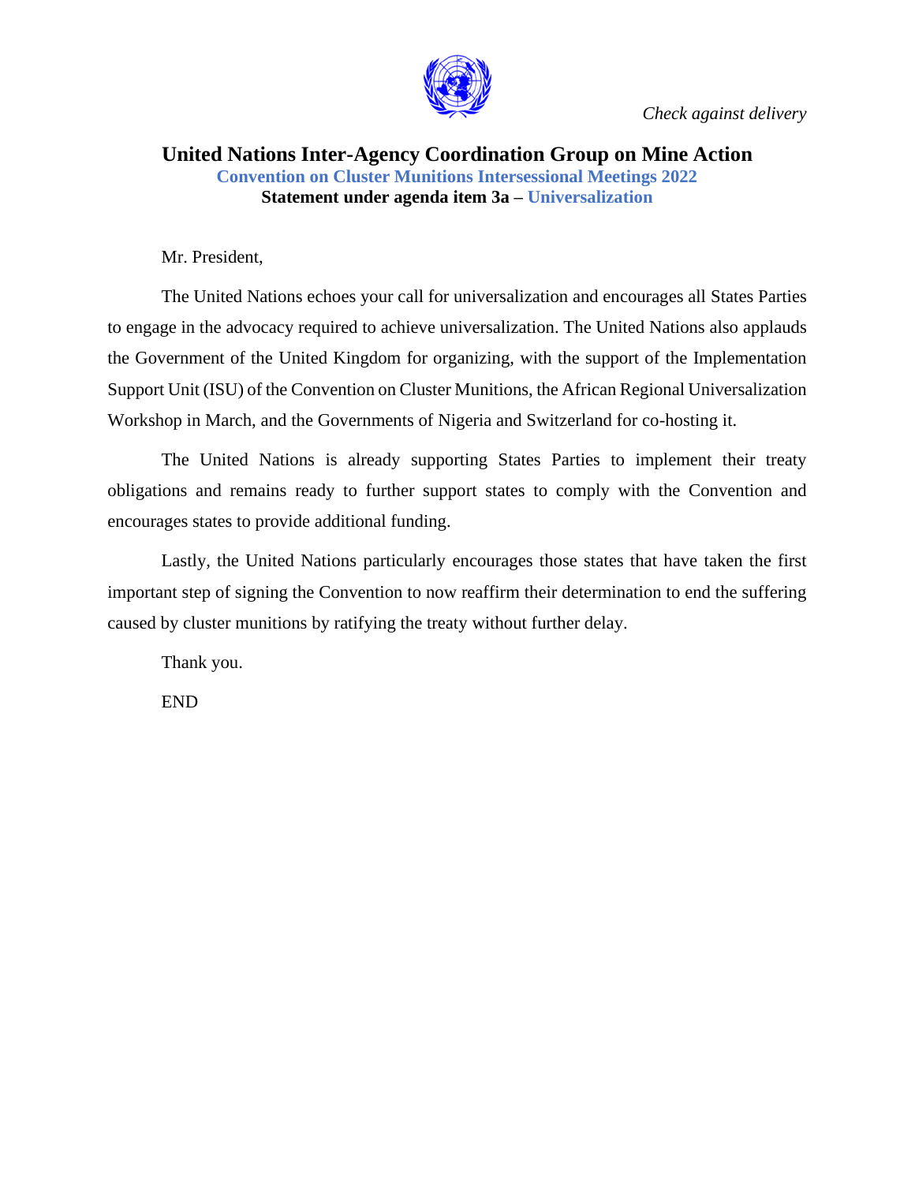*Check against delivery*

# United Nations Inter-Agency Coordination Group on Mine Action

**Convention on Cluster Munitions Intersessional Meetings 2022**

**Statement under agenda item 3a – Universalization**

Mr. President,

The United Nations echoes your call for universalization and encourages all States Parties to engage in the advocacy required to achieve universalization. The United Nations also applauds the Government of the United Kingdom for organizing, with the support of the Implementation Support Unit (ISU) of the Convention on Cluster Munitions, the African Regional Universalization Workshop in March, and the Governments of Nigeria and Switzerland for co-hosting it.

The United Nations is already supporting States Parties to implement their treaty obligations and remains ready to further support states to comply with the Convention and encourages states to provide additional funding.

Lastly, the United Nations particularly encourages those states that have taken the first important step of signing the Convention to now reaffirm their determination to end the suffering caused by cluster munitions by ratifying the treaty without further delay.

Thank you.

END